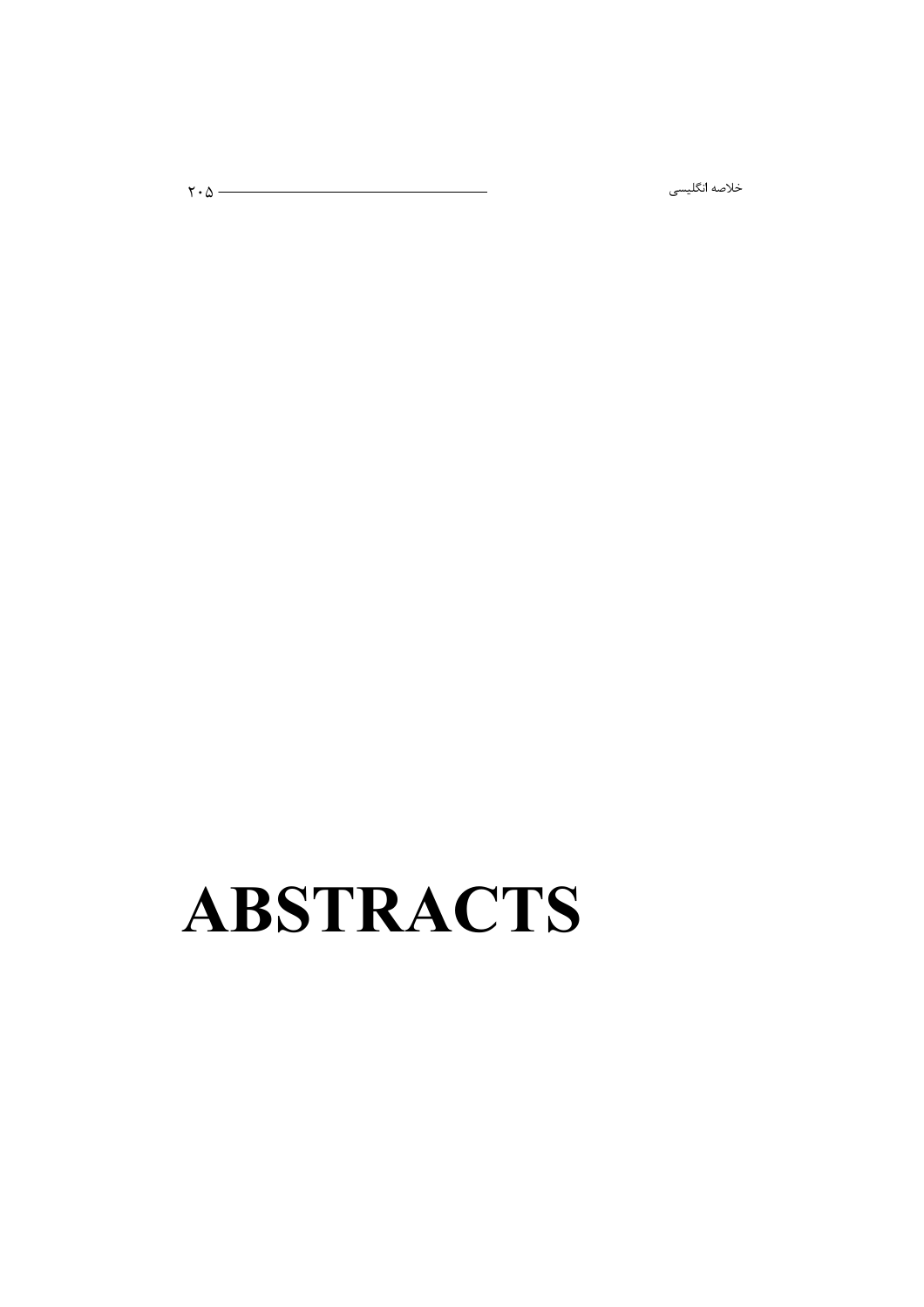# ABSTRACTS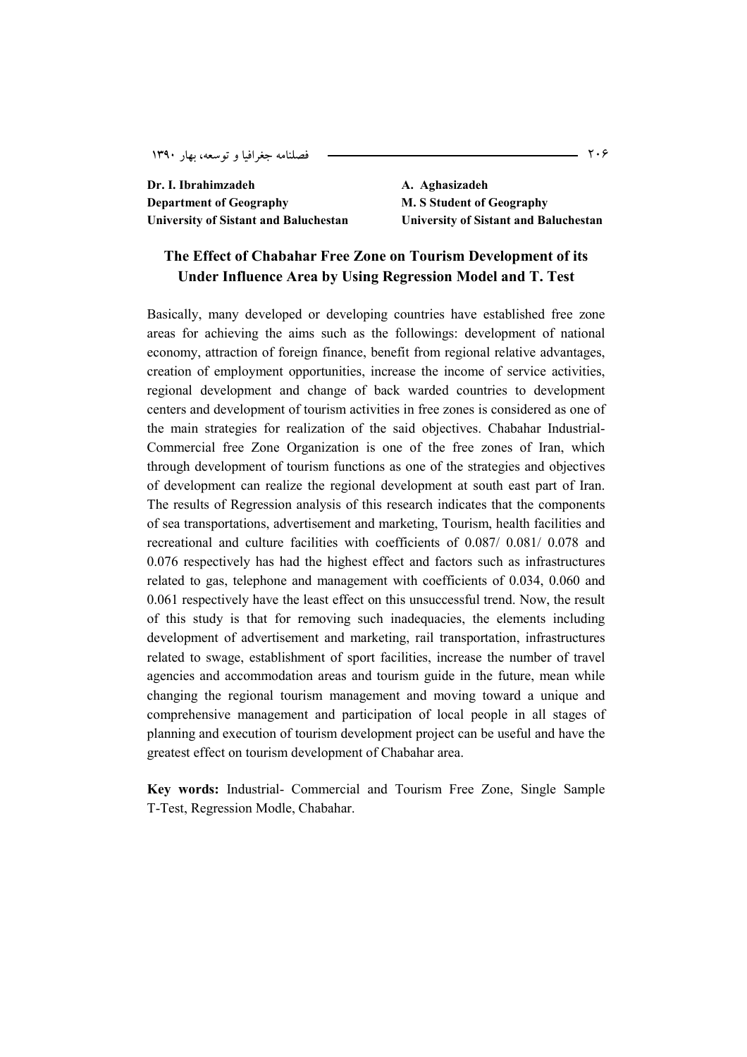Dr. I. Ibrahimzadeh
Department of Geography
University of Sistant and Baluchestan

A. Aghasizadeh
M. S Student of Geography
University of Sistant and Baluchestan

## The Effect of Chabahar Free Zone on Tourism Development of its Under Influence Area by Using Regression Model and T. Test

Basically, many developed or developing countries have established free zone areas for achieving the aims such as the followings: development of national economy, attraction of foreign finance, benefit from regional relative advantages, creation of employment opportunities, increase the income of service activities, regional development and change of back warded countries to development centers and development of tourism activities in free zones is considered as one of the main strategies for realization of the said objectives. Chabahar Industrial-Commercial free Zone Organization is one of the free zones of Iran, which through development of tourism functions as one of the strategies and objectives of development can realize the regional development at south east part of Iran. The results of Regression analysis of this research indicates that the components of sea transportations, advertisement and marketing, Tourism, health facilities and recreational and culture facilities with coefficients of 0.087/ 0.081/ 0.078 and 0.076 respectively has had the highest effect and factors such as infrastructures related to gas, telephone and management with coefficients of 0.034, 0.060 and 0.061 respectively have the least effect on this unsuccessful trend. Now, the result of this study is that for removing such inadequacies, the elements including development of advertisement and marketing, rail transportation, infrastructures related to swage, establishment of sport facilities, increase the number of travel agencies and accommodation areas and tourism guide in the future, mean while changing the regional tourism management and moving toward a unique and comprehensive management and participation of local people in all stages of planning and execution of tourism development project can be useful and have the greatest effect on tourism development of Chabahar area.

**Key words:** Industrial- Commercial and Tourism Free Zone, Single Sample T-Test, Regression Modle, Chabahar.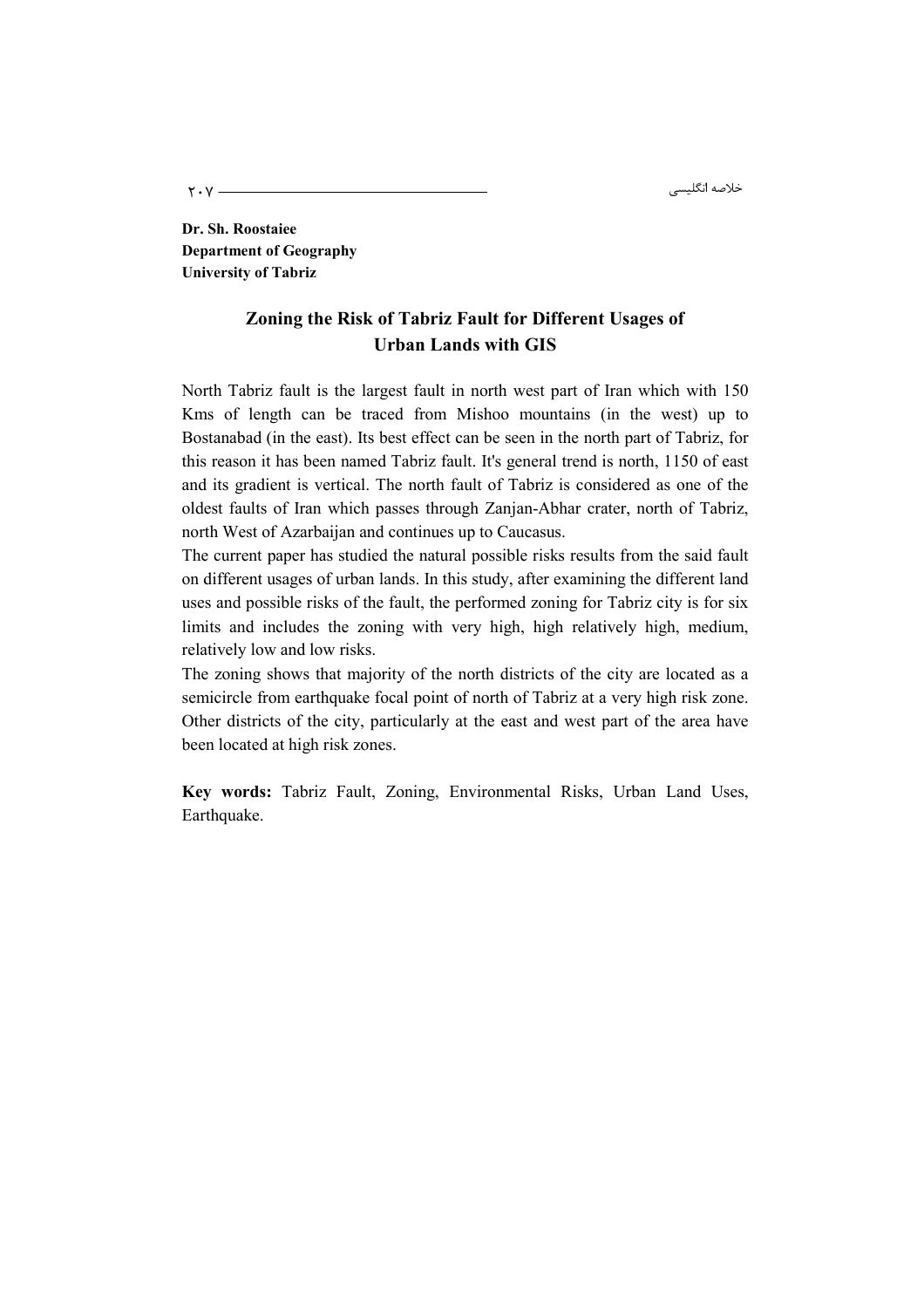**Dr. Sh. Roostaiee**
**Department of Geography**
**University of Tabriz**

## Zoning the Risk of Tabriz Fault for Different Usages of Urban Lands with GIS

North Tabriz fault is the largest fault in north west part of Iran which with 150 Kms of length can be traced from Mishoo mountains (in the west) up to Bostanabad (in the east). Its best effect can be seen in the north part of Tabriz, for this reason it has been named Tabriz fault. It's general trend is north, 1150 of east and its gradient is vertical. The north fault of Tabriz is considered as one of the oldest faults of Iran which passes through Zanjan-Abhar crater, north of Tabriz, north West of Azarbaijan and continues up to Caucasus.

The current paper has studied the natural possible risks results from the said fault on different usages of urban lands. In this study, after examining the different land uses and possible risks of the fault, the performed zoning for Tabriz city is for six limits and includes the zoning with very high, high relatively high, medium, relatively low and low risks.

The zoning shows that majority of the north districts of the city are located as a semicircle from earthquake focal point of north of Tabriz at a very high risk zone. Other districts of the city, particularly at the east and west part of the area have been located at high risk zones.

**Key words:** Tabriz Fault, Zoning, Environmental Risks, Urban Land Uses, Earthquake.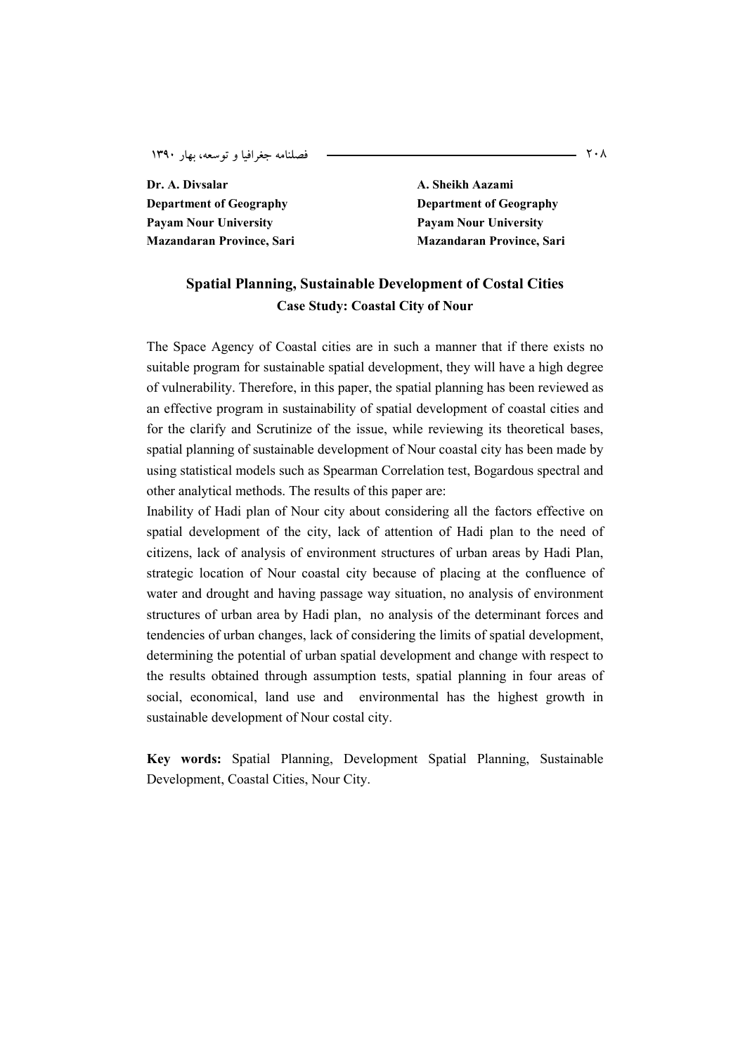Dr. A. Divsalar
Department of Geography
Payam Nour University
Mazandaran Province, Sari

A. Sheikh Aazami
Department of Geography
Payam Nour University
Mazandaran Province, Sari

## Spatial Planning, Sustainable Development of Costal Cities

### Case Study: Coastal City of Nour

The Space Agency of Coastal cities are in such a manner that if there exists no suitable program for sustainable spatial development, they will have a high degree of vulnerability. Therefore, in this paper, the spatial planning has been reviewed as an effective program in sustainability of spatial development of coastal cities and for the clarify and Scrutinize of the issue, while reviewing its theoretical bases, spatial planning of sustainable development of Nour coastal city has been made by using statistical models such as Spearman Correlation test, Bogardous spectral and other analytical methods. The results of this paper are:

Inability of Hadi plan of Nour city about considering all the factors effective on spatial development of the city, lack of attention of Hadi plan to the need of citizens, lack of analysis of environment structures of urban areas by Hadi Plan, strategic location of Nour coastal city because of placing at the confluence of water and drought and having passage way situation, no analysis of environment structures of urban area by Hadi plan, no analysis of the determinant forces and tendencies of urban changes, lack of considering the limits of spatial development, determining the potential of urban spatial development and change with respect to the results obtained through assumption tests, spatial planning in four areas of social, economical, land use and environmental has the highest growth in sustainable development of Nour costal city.

**Key words:** Spatial Planning, Development Spatial Planning, Sustainable Development, Coastal Cities, Nour City.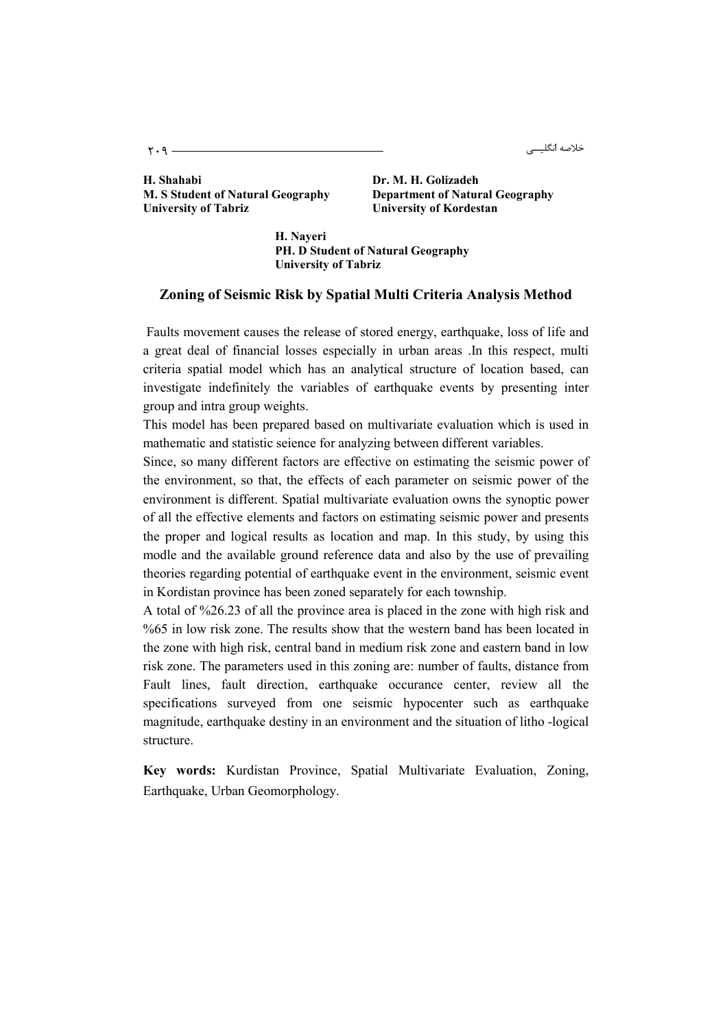**H. Shahabi**
**M. S Student of Natural Geography**
**University of Tabriz**

**Dr. M. H. Golizadeh**
**Department of Natural Geography**
**University of Kordestan**

**H. Nayeri**
**PH. D Student of Natural Geography**
**University of Tabriz**

## Zoning of Seismic Risk by Spatial Multi Criteria Analysis Method

Faults movement causes the release of stored energy, earthquake, loss of life and a great deal of financial losses especially in urban areas .In this respect, multi criteria spatial model which has an analytical structure of location based, can investigate indefinitely the variables of earthquake events by presenting inter group and intra group weights.

This model has been prepared based on multivariate evaluation which is used in mathematic and statistic seience for analyzing between different variables.

Since, so many different factors are effective on estimating the seismic power of the environment, so that, the effects of each parameter on seismic power of the environment is different. Spatial multivariate evaluation owns the synoptic power of all the effective elements and factors on estimating seismic power and presents the proper and logical results as location and map. In this study, by using this modle and the available ground reference data and also by the use of prevailing theories regarding potential of earthquake event in the environment, seismic event in Kordistan province has been zoned separately for each township.

A total of %26.23 of all the province area is placed in the zone with high risk and %65 in low risk zone. The results show that the western band has been located in the zone with high risk, central band in medium risk zone and eastern band in low risk zone. The parameters used in this zoning are: number of faults, distance from Fault lines, fault direction, earthquake occurance center, review all the specifications surveyed from one seismic hypocenter such as earthquake magnitude, earthquake destiny in an environment and the situation of litho -logical structure.

**Key words:** Kurdistan Province, Spatial Multivariate Evaluation, Zoning, Earthquake, Urban Geomorphology.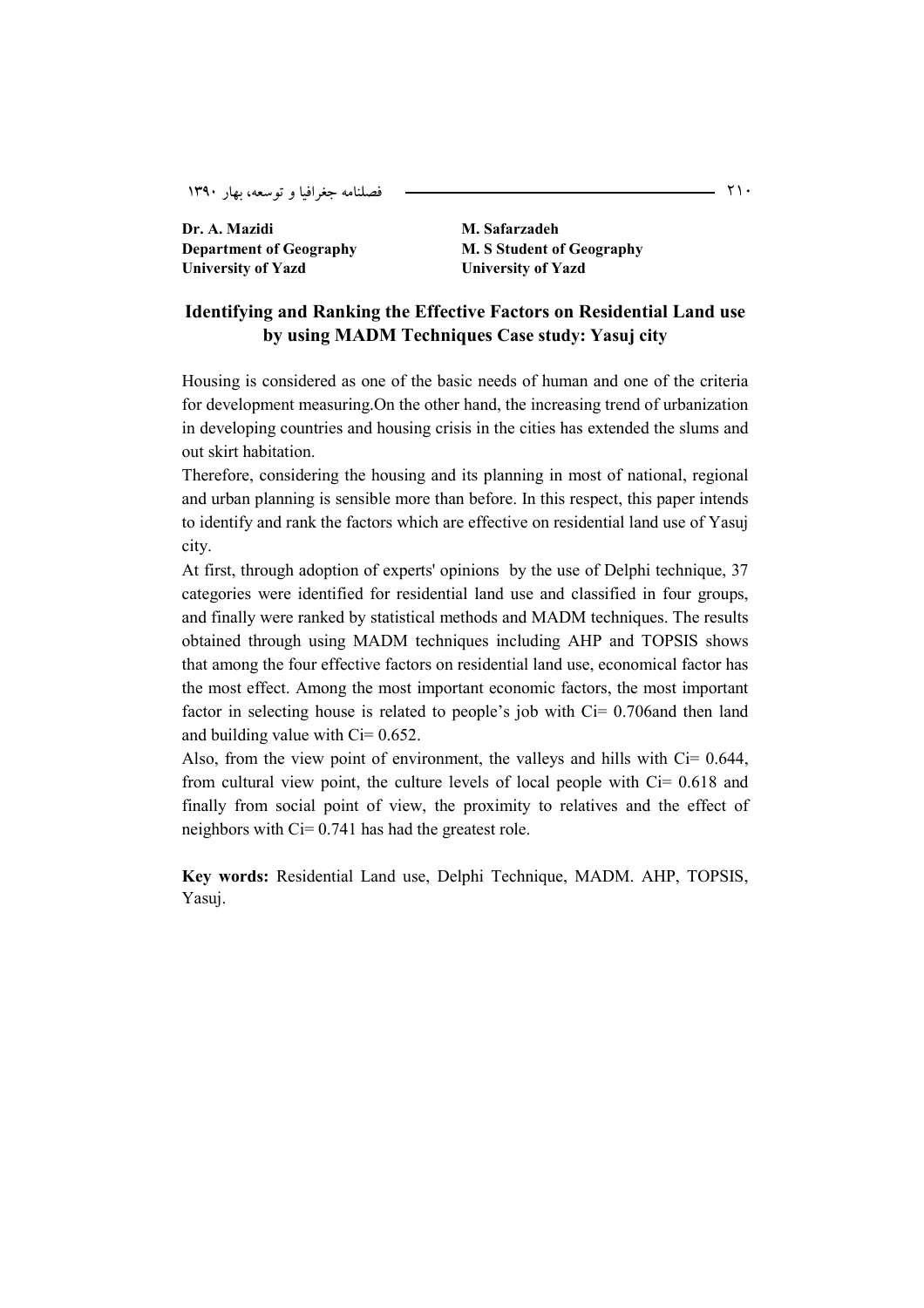**Dr. A. Mazidi**
**Department of Geography**
**University of Yazd**

**M. Safarzadeh**
**M. S Student of Geography**
**University of Yazd**

## Identifying and Ranking the Effective Factors on Residential Land use by using MADM Techniques Case study: Yasuj city

Housing is considered as one of the basic needs of human and one of the criteria for development measuring.On the other hand, the increasing trend of urbanization in developing countries and housing crisis in the cities has extended the slums and out skirt habitation.

Therefore, considering the housing and its planning in most of national, regional and urban planning is sensible more than before. In this respect, this paper intends to identify and rank the factors which are effective on residential land use of Yasuj city.

At first, through adoption of experts' opinions by the use of Delphi technique, 37 categories were identified for residential land use and classified in four groups, and finally were ranked by statistical methods and MADM techniques. The results obtained through using MADM techniques including AHP and TOPSIS shows that among the four effective factors on residential land use, economical factor has the most effect. Among the most important economic factors, the most important factor in selecting house is related to people’s job with Ci= 0.706and then land and building value with Ci= 0.652.

Also, from the view point of environment, the valleys and hills with Ci= 0.644, from cultural view point, the culture levels of local people with Ci= 0.618 and finally from social point of view, the proximity to relatives and the effect of neighbors with Ci= 0.741 has had the greatest role.

**Key words:** Residential Land use, Delphi Technique, MADM. AHP, TOPSIS, Yasuj.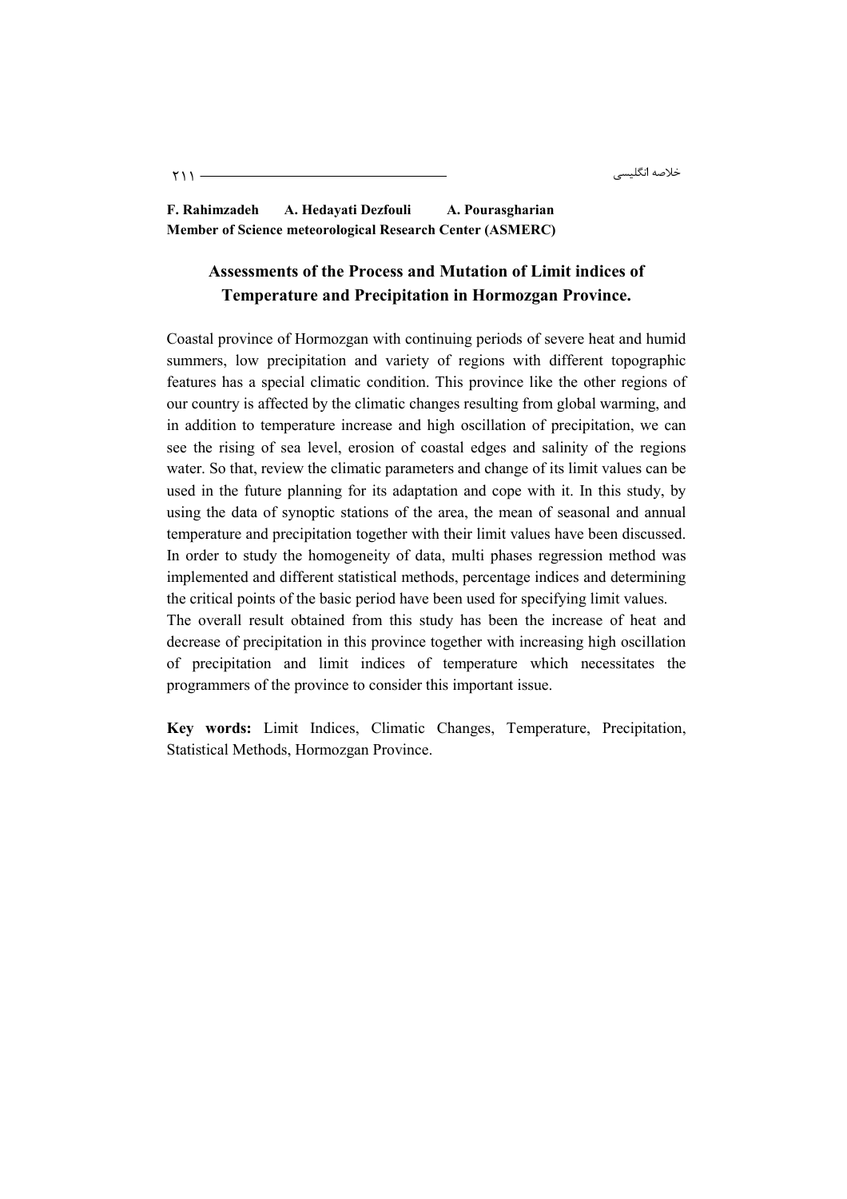**F. Rahimzadeh      A. Hedayati Dezfouli      A. Pourasgharian**
**Member of Science meteorological Research Center (ASMERC)**

## Assessments of the Process and Mutation of Limit indices of Temperature and Precipitation in Hormozgan Province.

Coastal province of Hormozgan with continuing periods of severe heat and humid summers, low precipitation and variety of regions with different topographic features has a special climatic condition. This province like the other regions of our country is affected by the climatic changes resulting from global warming, and in addition to temperature increase and high oscillation of precipitation, we can see the rising of sea level, erosion of coastal edges and salinity of the regions water. So that, review the climatic parameters and change of its limit values can be used in the future planning for its adaptation and cope with it. In this study, by using the data of synoptic stations of the area, the mean of seasonal and annual temperature and precipitation together with their limit values have been discussed. In order to study the homogeneity of data, multi phases regression method was implemented and different statistical methods, percentage indices and determining the critical points of the basic period have been used for specifying limit values.

The overall result obtained from this study has been the increase of heat and decrease of precipitation in this province together with increasing high oscillation of precipitation and limit indices of temperature which necessitates the programmers of the province to consider this important issue.

**Key words:** Limit Indices, Climatic Changes, Temperature, Precipitation, Statistical Methods, Hormozgan Province.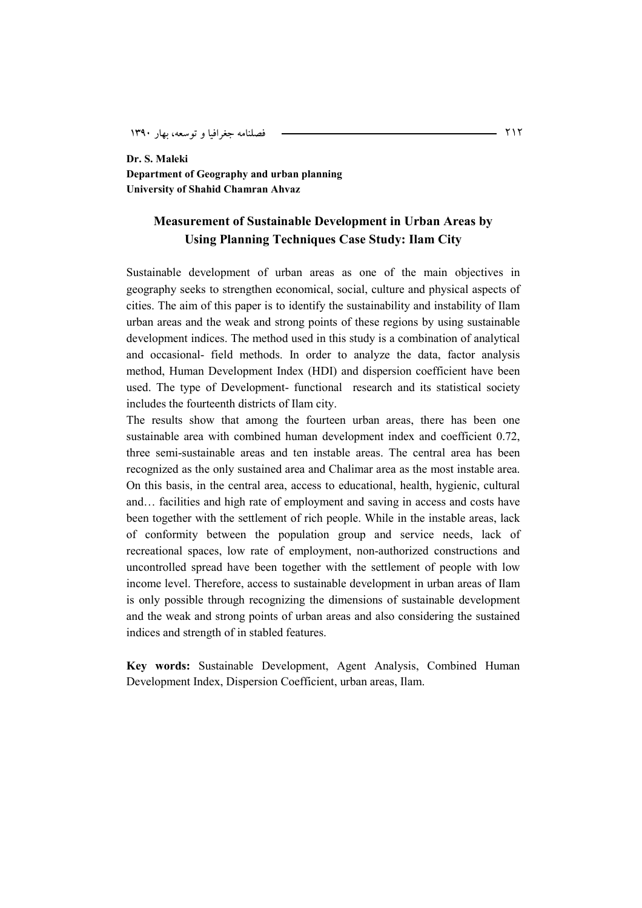**Dr. S. Maleki**
**Department of Geography and urban planning**
**University of Shahid Chamran Ahvaz**

## Measurement of Sustainable Development in Urban Areas by Using Planning Techniques Case Study: Ilam City

Sustainable development of urban areas as one of the main objectives in geography seeks to strengthen economical, social, culture and physical aspects of cities. The aim of this paper is to identify the sustainability and instability of Ilam urban areas and the weak and strong points of these regions by using sustainable development indices. The method used in this study is a combination of analytical and occasional- field methods. In order to analyze the data, factor analysis method, Human Development Index (HDI) and dispersion coefficient have been used. The type of Development- functional research and its statistical society includes the fourteenth districts of Ilam city.

The results show that among the fourteen urban areas, there has been one sustainable area with combined human development index and coefficient 0.72, three semi-sustainable areas and ten instable areas. The central area has been recognized as the only sustained area and Chalimar area as the most instable area. On this basis, in the central area, access to educational, health, hygienic, cultural and… facilities and high rate of employment and saving in access and costs have been together with the settlement of rich people. While in the instable areas, lack of conformity between the population group and service needs, lack of recreational spaces, low rate of employment, non-authorized constructions and uncontrolled spread have been together with the settlement of people with low income level. Therefore, access to sustainable development in urban areas of Ilam is only possible through recognizing the dimensions of sustainable development and the weak and strong points of urban areas and also considering the sustained indices and strength of in stabled features.

**Key words:** Sustainable Development, Agent Analysis, Combined Human Development Index, Dispersion Coefficient, urban areas, Ilam.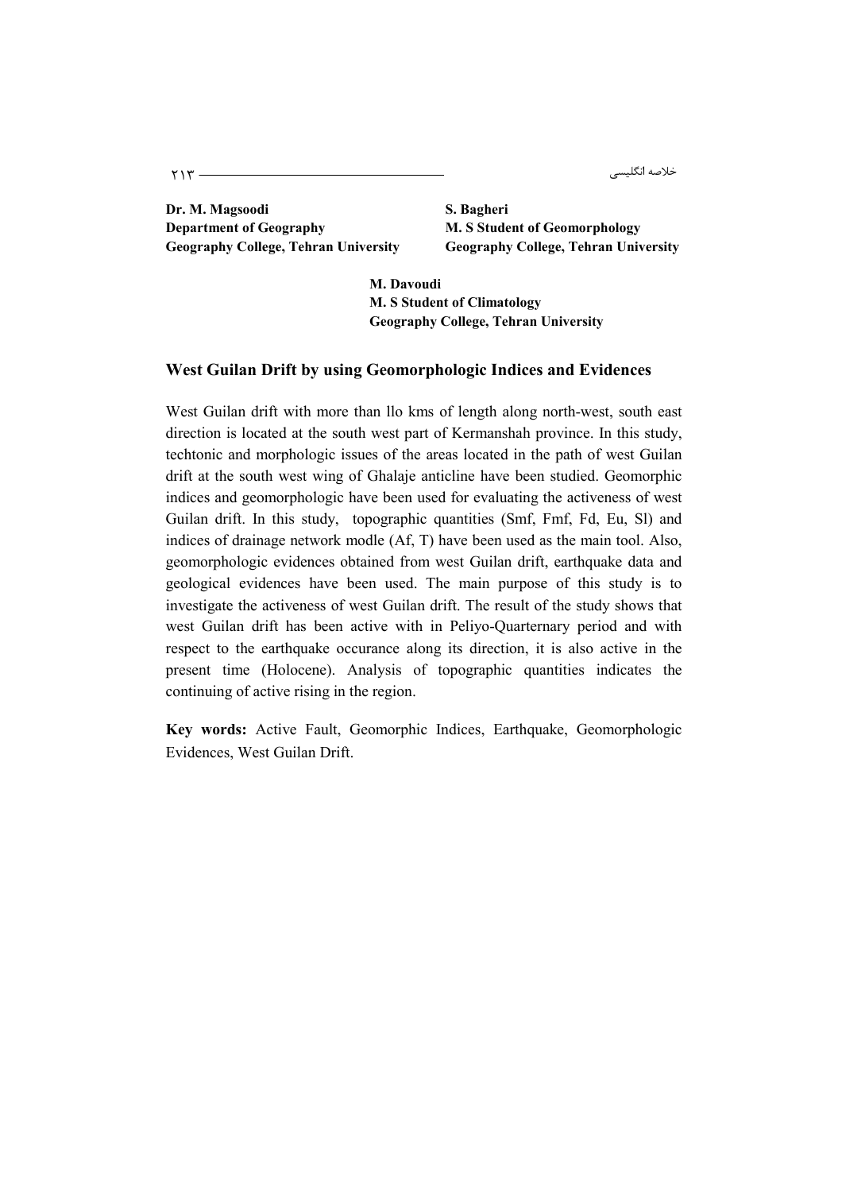**Dr. M. Magsoodi**
**Department of Geography**
**Geography College, Tehran University**

**S. Bagheri**
**M. S Student of Geomorphology**
**Geography College, Tehran University**

**M. Davoudi**
**M. S Student of Climatology**
**Geography College, Tehran University**

## West Guilan Drift by using Geomorphologic Indices and Evidences

West Guilan drift with more than llo kms of length along north-west, south east direction is located at the south west part of Kermanshah province. In this study, techtonic and morphologic issues of the areas located in the path of west Guilan drift at the south west wing of Ghalaje anticline have been studied. Geomorphic indices and geomorphologic have been used for evaluating the activeness of west Guilan drift. In this study, topographic quantities (Smf, Fmf, Fd, Eu, Sl) and indices of drainage network modle (Af, T) have been used as the main tool. Also, geomorphologic evidences obtained from west Guilan drift, earthquake data and geological evidences have been used. The main purpose of this study is to investigate the activeness of west Guilan drift. The result of the study shows that west Guilan drift has been active with in Peliyo-Quarternary period and with respect to the earthquake occurance along its direction, it is also active in the present time (Holocene). Analysis of topographic quantities indicates the continuing of active rising in the region.

**Key words:** Active Fault, Geomorphic Indices, Earthquake, Geomorphologic Evidences, West Guilan Drift.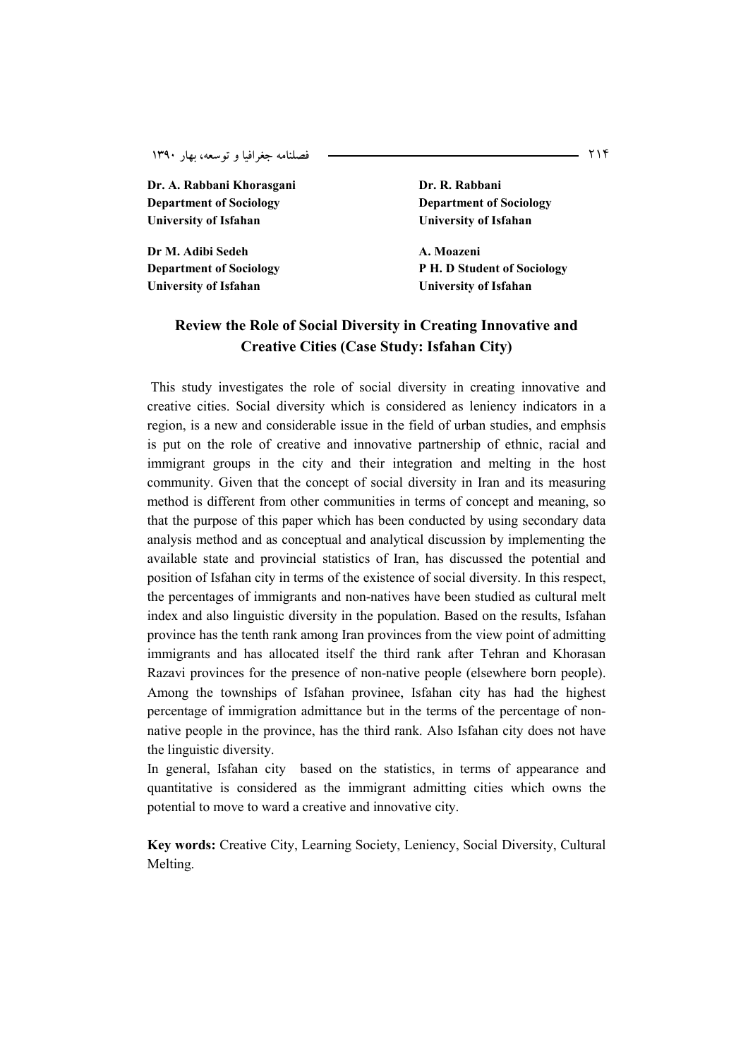**Dr. A. Rabbani Khorasgani**
**Department of Sociology**
**University of Isfahan**

**Dr. R. Rabbani**
**Department of Sociology**
**University of Isfahan**

**Dr M. Adibi Sedeh**
**Department of Sociology**
**University of Isfahan**

**A. Moazeni**
**P H. D Student of Sociology**
**University of Isfahan**

## Review the Role of Social Diversity in Creating Innovative and Creative Cities (Case Study: Isfahan City)

This study investigates the role of social diversity in creating innovative and creative cities. Social diversity which is considered as leniency indicators in a region, is a new and considerable issue in the field of urban studies, and emphsis is put on the role of creative and innovative partnership of ethnic, racial and immigrant groups in the city and their integration and melting in the host community. Given that the concept of social diversity in Iran and its measuring method is different from other communities in terms of concept and meaning, so that the purpose of this paper which has been conducted by using secondary data analysis method and as conceptual and analytical discussion by implementing the available state and provincial statistics of Iran, has discussed the potential and position of Isfahan city in terms of the existence of social diversity. In this respect, the percentages of immigrants and non-natives have been studied as cultural melt index and also linguistic diversity in the population. Based on the results, Isfahan province has the tenth rank among Iran provinces from the view point of admitting immigrants and has allocated itself the third rank after Tehran and Khorasan Razavi provinces for the presence of non-native people (elsewhere born people). Among the townships of Isfahan provinee, Isfahan city has had the highest percentage of immigration admittance but in the terms of the percentage of non-native people in the province, has the third rank. Also Isfahan city does not have the linguistic diversity.

In general, Isfahan city based on the statistics, in terms of appearance and quantitative is considered as the immigrant admitting cities which owns the potential to move to ward a creative and innovative city.

**Key words:** Creative City, Learning Society, Leniency, Social Diversity, Cultural Melting.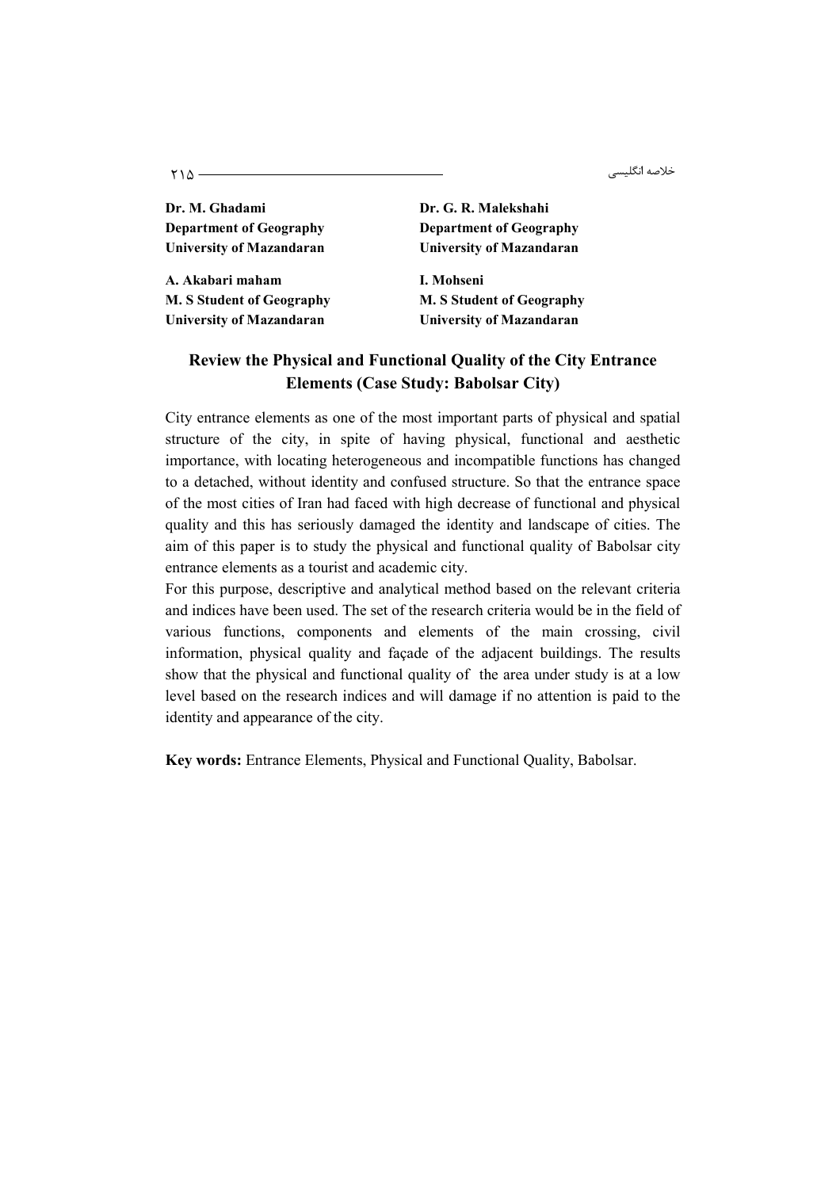**Dr. M. Ghadami**
**Department of Geography**
**University of Mazandaran**

**Dr. G. R. Malekshahi**
**Department of Geography**
**University of Mazandaran**

**A. Akabari maham**
**M. S Student of Geography**
**University of Mazandaran**

**I. Mohseni**
**M. S Student of Geography**
**University of Mazandaran**

## Review the Physical and Functional Quality of the City Entrance Elements (Case Study: Babolsar City)

City entrance elements as one of the most important parts of physical and spatial structure of the city, in spite of having physical, functional and aesthetic importance, with locating heterogeneous and incompatible functions has changed to a detached, without identity and confused structure. So that the entrance space of the most cities of Iran had faced with high decrease of functional and physical quality and this has seriously damaged the identity and landscape of cities. The aim of this paper is to study the physical and functional quality of Babolsar city entrance elements as a tourist and academic city.

For this purpose, descriptive and analytical method based on the relevant criteria and indices have been used. The set of the research criteria would be in the field of various functions, components and elements of the main crossing, civil information, physical quality and façade of the adjacent buildings. The results show that the physical and functional quality of the area under study is at a low level based on the research indices and will damage if no attention is paid to the identity and appearance of the city.

**Key words:** Entrance Elements, Physical and Functional Quality, Babolsar.